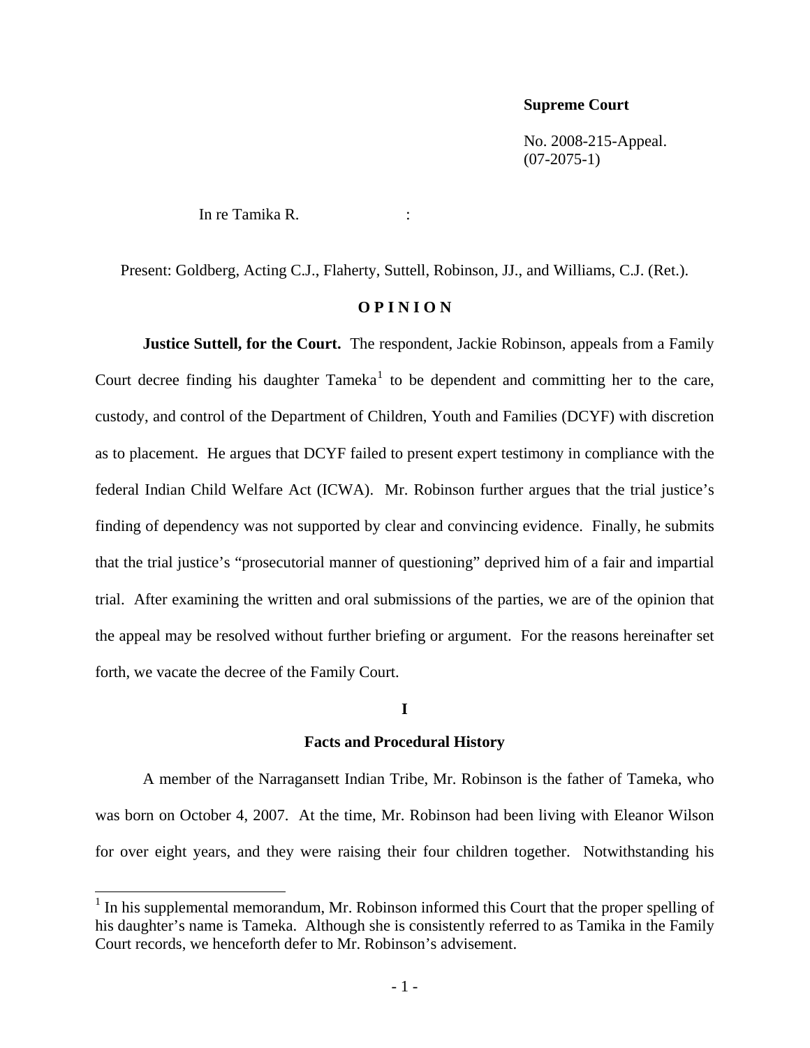**Supreme Court**

No. 2008-215-Appeal.
(07-2075-1)

In re Tamika R. :

Present: Goldberg, Acting C.J., Flaherty, Suttell, Robinson, JJ., and Williams, C.J. (Ret.).

## O P I N I O N

**Justice Suttell, for the Court.** The respondent, Jackie Robinson, appeals from a Family Court decree finding his daughter Tameka[1] to be dependent and committing her to the care, custody, and control of the Department of Children, Youth and Families (DCYF) with discretion as to placement. He argues that DCYF failed to present expert testimony in compliance with the federal Indian Child Welfare Act (ICWA). Mr. Robinson further argues that the trial justice's finding of dependency was not supported by clear and convincing evidence. Finally, he submits that the trial justice's "prosecutorial manner of questioning" deprived him of a fair and impartial trial. After examining the written and oral submissions of the parties, we are of the opinion that the appeal may be resolved without further briefing or argument. For the reasons hereinafter set forth, we vacate the decree of the Family Court.

### I

### Facts and Procedural History

A member of the Narragansett Indian Tribe, Mr. Robinson is the father of Tameka, who was born on October 4, 2007. At the time, Mr. Robinson had been living with Eleanor Wilson for over eight years, and they were raising their four children together. Notwithstanding his

[1] In his supplemental memorandum, Mr. Robinson informed this Court that the proper spelling of his daughter's name is Tameka. Although she is consistently referred to as Tamika in the Family Court records, we henceforth defer to Mr. Robinson's advisement.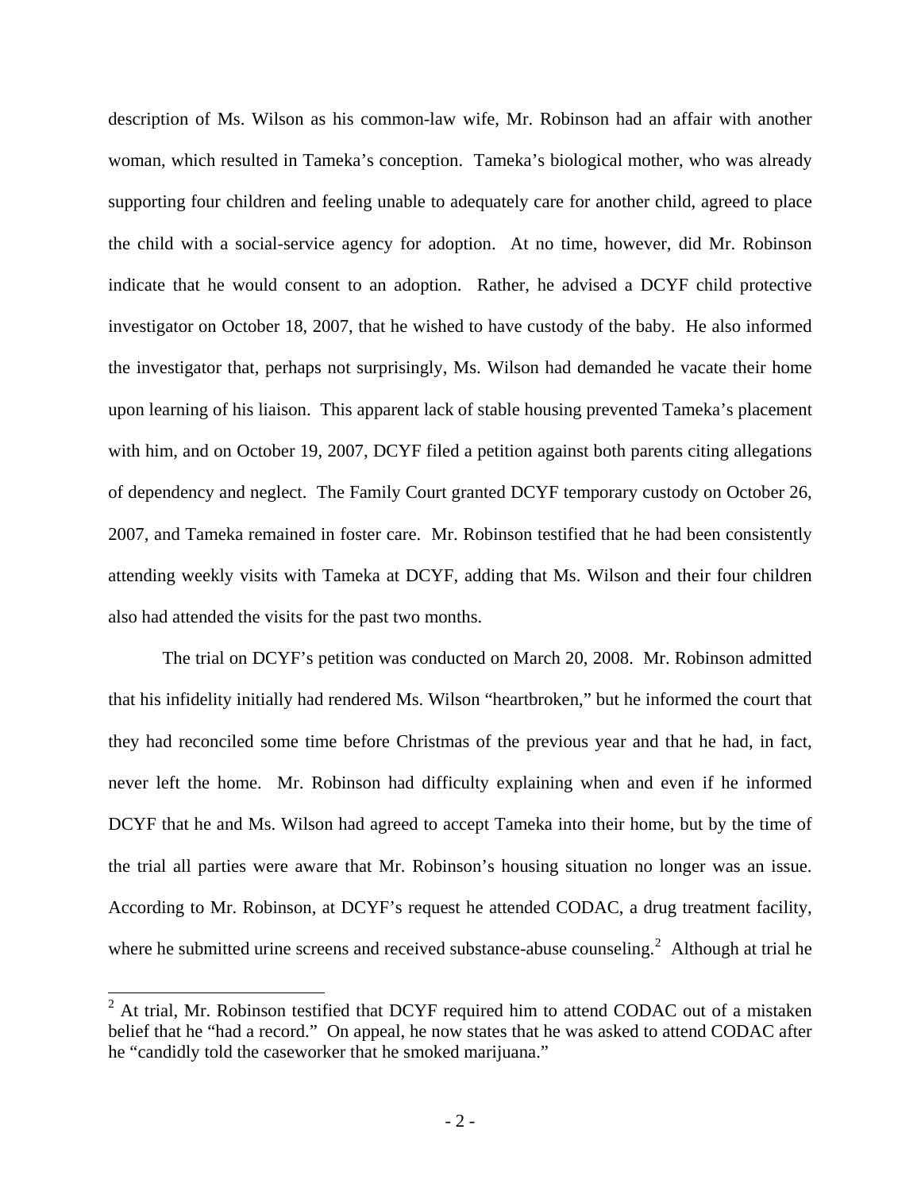description of Ms. Wilson as his common-law wife, Mr. Robinson had an affair with another woman, which resulted in Tameka's conception. Tameka's biological mother, who was already supporting four children and feeling unable to adequately care for another child, agreed to place the child with a social-service agency for adoption. At no time, however, did Mr. Robinson indicate that he would consent to an adoption. Rather, he advised a DCYF child protective investigator on October 18, 2007, that he wished to have custody of the baby. He also informed the investigator that, perhaps not surprisingly, Ms. Wilson had demanded he vacate their home upon learning of his liaison. This apparent lack of stable housing prevented Tameka's placement with him, and on October 19, 2007, DCYF filed a petition against both parents citing allegations of dependency and neglect. The Family Court granted DCYF temporary custody on October 26, 2007, and Tameka remained in foster care. Mr. Robinson testified that he had been consistently attending weekly visits with Tameka at DCYF, adding that Ms. Wilson and their four children also had attended the visits for the past two months.

The trial on DCYF's petition was conducted on March 20, 2008. Mr. Robinson admitted that his infidelity initially had rendered Ms. Wilson "heartbroken," but he informed the court that they had reconciled some time before Christmas of the previous year and that he had, in fact, never left the home. Mr. Robinson had difficulty explaining when and even if he informed DCYF that he and Ms. Wilson had agreed to accept Tameka into their home, but by the time of the trial all parties were aware that Mr. Robinson's housing situation no longer was an issue. According to Mr. Robinson, at DCYF's request he attended CODAC, a drug treatment facility, where he submitted urine screens and received substance-abuse counseling.[2] Although at trial he

[2] At trial, Mr. Robinson testified that DCYF required him to attend CODAC out of a mistaken belief that he "had a record." On appeal, he now states that he was asked to attend CODAC after he "candidly told the caseworker that he smoked marijuana."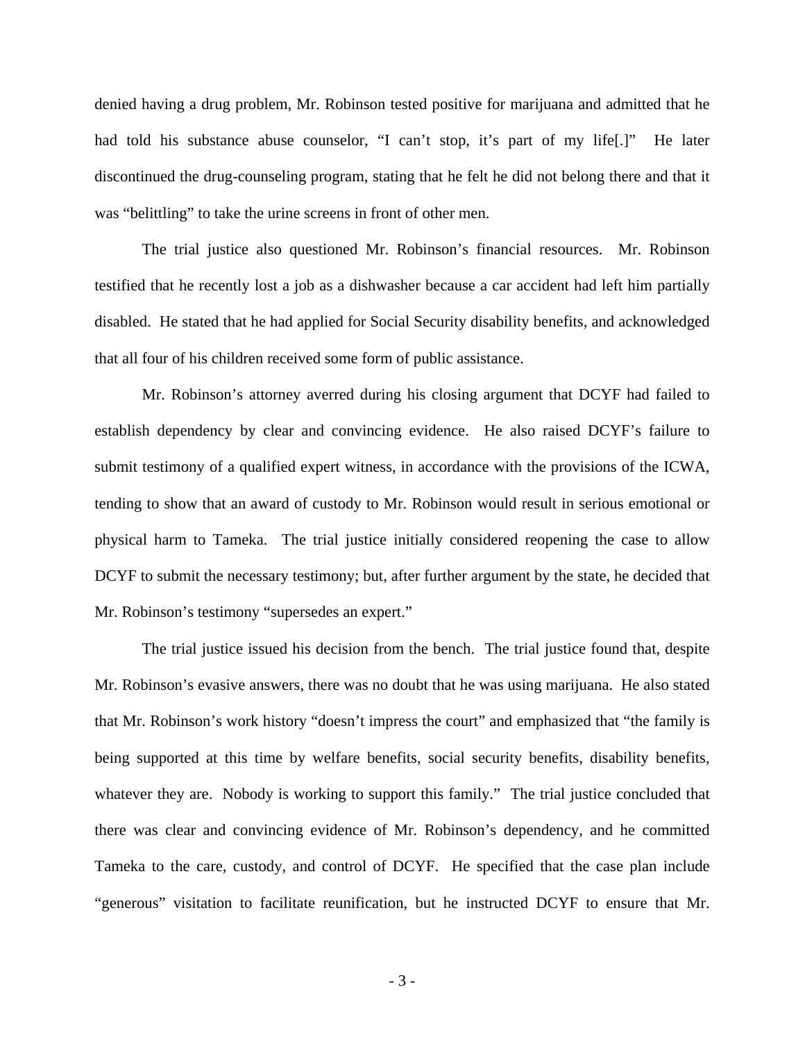denied having a drug problem, Mr. Robinson tested positive for marijuana and admitted that he had told his substance abuse counselor, "I can't stop, it's part of my life[.]" He later discontinued the drug-counseling program, stating that he felt he did not belong there and that it was "belittling" to take the urine screens in front of other men.

The trial justice also questioned Mr. Robinson's financial resources. Mr. Robinson testified that he recently lost a job as a dishwasher because a car accident had left him partially disabled. He stated that he had applied for Social Security disability benefits, and acknowledged that all four of his children received some form of public assistance.

Mr. Robinson's attorney averred during his closing argument that DCYF had failed to establish dependency by clear and convincing evidence. He also raised DCYF's failure to submit testimony of a qualified expert witness, in accordance with the provisions of the ICWA, tending to show that an award of custody to Mr. Robinson would result in serious emotional or physical harm to Tameka. The trial justice initially considered reopening the case to allow DCYF to submit the necessary testimony; but, after further argument by the state, he decided that Mr. Robinson's testimony "supersedes an expert."

The trial justice issued his decision from the bench. The trial justice found that, despite Mr. Robinson's evasive answers, there was no doubt that he was using marijuana. He also stated that Mr. Robinson's work history "doesn't impress the court" and emphasized that "the family is being supported at this time by welfare benefits, social security benefits, disability benefits, whatever they are. Nobody is working to support this family." The trial justice concluded that there was clear and convincing evidence of Mr. Robinson's dependency, and he committed Tameka to the care, custody, and control of DCYF. He specified that the case plan include "generous" visitation to facilitate reunification, but he instructed DCYF to ensure that Mr.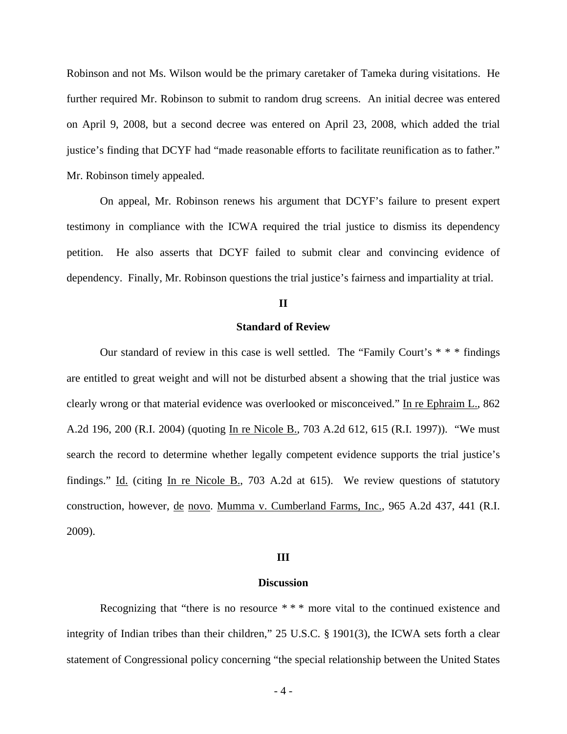Robinson and not Ms. Wilson would be the primary caretaker of Tameka during visitations. He further required Mr. Robinson to submit to random drug screens. An initial decree was entered on April 9, 2008, but a second decree was entered on April 23, 2008, which added the trial justice's finding that DCYF had "made reasonable efforts to facilitate reunification as to father." Mr. Robinson timely appealed.

On appeal, Mr. Robinson renews his argument that DCYF's failure to present expert testimony in compliance with the ICWA required the trial justice to dismiss its dependency petition. He also asserts that DCYF failed to submit clear and convincing evidence of dependency. Finally, Mr. Robinson questions the trial justice's fairness and impartiality at trial.

## II

## Standard of Review

Our standard of review in this case is well settled. The "Family Court's * * * findings are entitled to great weight and will not be disturbed absent a showing that the trial justice was clearly wrong or that material evidence was overlooked or misconceived." In re Ephraim L., 862 A.2d 196, 200 (R.I. 2004) (quoting In re Nicole B., 703 A.2d 612, 615 (R.I. 1997)). "We must search the record to determine whether legally competent evidence supports the trial justice's findings." Id. (citing In re Nicole B., 703 A.2d at 615). We review questions of statutory construction, however, de novo. Mumma v. Cumberland Farms, Inc., 965 A.2d 437, 441 (R.I. 2009).

## III

## Discussion

Recognizing that "there is no resource * * * more vital to the continued existence and integrity of Indian tribes than their children," 25 U.S.C. § 1901(3), the ICWA sets forth a clear statement of Congressional policy concerning "the special relationship between the United States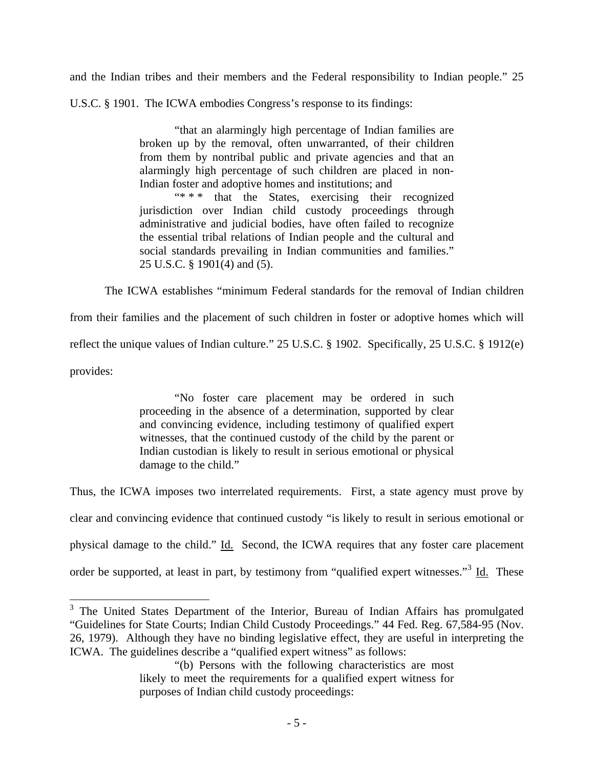and the Indian tribes and their members and the Federal responsibility to Indian people." 25 U.S.C. § 1901. The ICWA embodies Congress's response to its findings:

> "that an alarmingly high percentage of Indian families are broken up by the removal, often unwarranted, of their children from them by nontribal public and private agencies and that an alarmingly high percentage of such children are placed in non-Indian foster and adoptive homes and institutions; and
>
> "* * * that the States, exercising their recognized jurisdiction over Indian child custody proceedings through administrative and judicial bodies, have often failed to recognize the essential tribal relations of Indian people and the cultural and social standards prevailing in Indian communities and families." 25 U.S.C. § 1901(4) and (5).

The ICWA establishes "minimum Federal standards for the removal of Indian children from their families and the placement of such children in foster or adoptive homes which will reflect the unique values of Indian culture." 25 U.S.C. § 1902. Specifically, 25 U.S.C. § 1912(e) provides:

> "No foster care placement may be ordered in such proceeding in the absence of a determination, supported by clear and convincing evidence, including testimony of qualified expert witnesses, that the continued custody of the child by the parent or Indian custodian is likely to result in serious emotional or physical damage to the child."

Thus, the ICWA imposes two interrelated requirements. First, a state agency must prove by clear and convincing evidence that continued custody "is likely to result in serious emotional or physical damage to the child." Id. Second, the ICWA requires that any foster care placement order be supported, at least in part, by testimony from "qualified expert witnesses."[3] Id. These

---

[3] The United States Department of the Interior, Bureau of Indian Affairs has promulgated "Guidelines for State Courts; Indian Child Custody Proceedings." 44 Fed. Reg. 67,584-95 (Nov. 26, 1979). Although they have no binding legislative effect, they are useful in interpreting the ICWA. The guidelines describe a "qualified expert witness" as follows:

> "(b) Persons with the following characteristics are most likely to meet the requirements for a qualified expert witness for purposes of Indian child custody proceedings: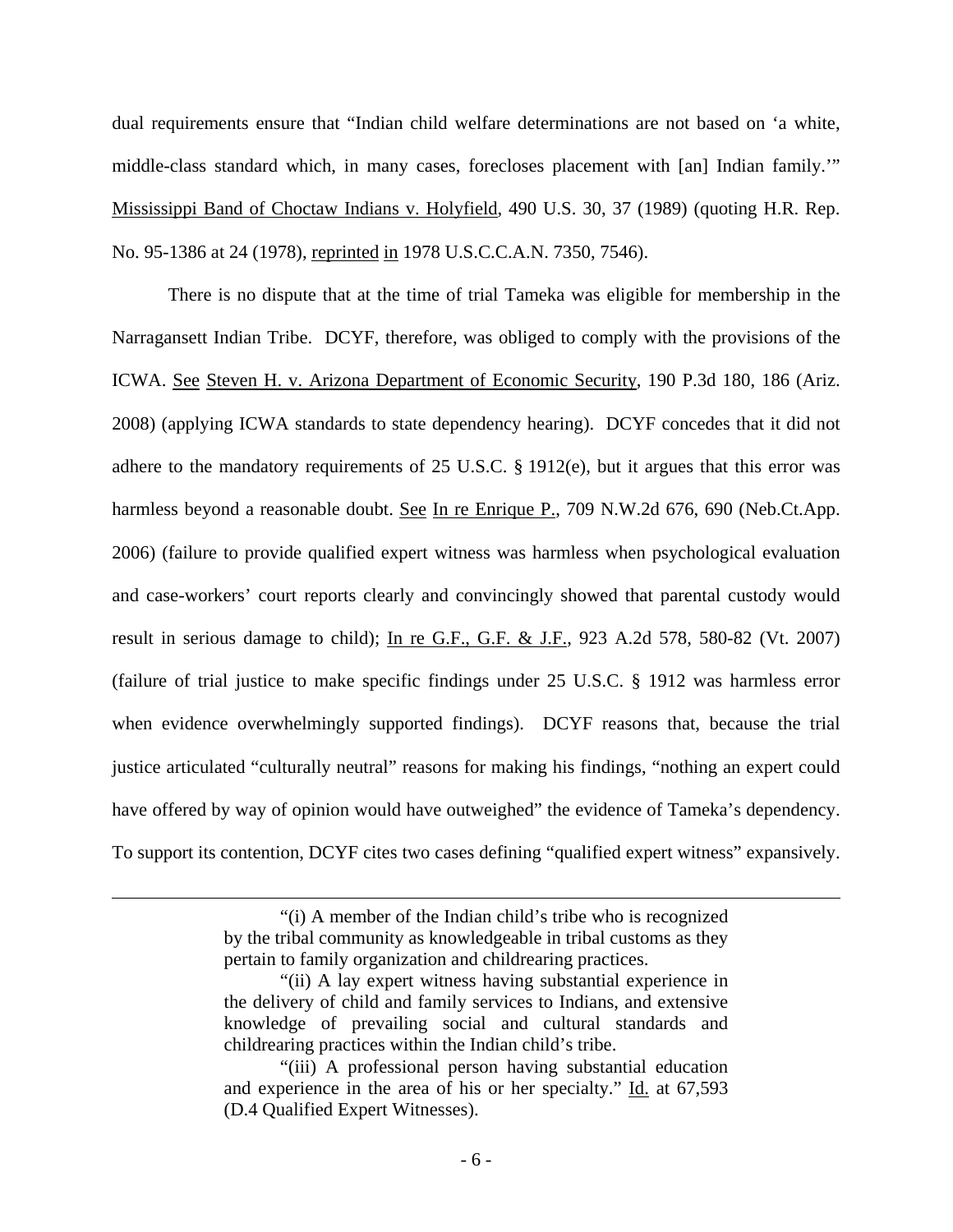dual requirements ensure that "Indian child welfare determinations are not based on 'a white, middle-class standard which, in many cases, forecloses placement with [an] Indian family.'" Mississippi Band of Choctaw Indians v. Holyfield, 490 U.S. 30, 37 (1989) (quoting H.R. Rep. No. 95-1386 at 24 (1978), reprinted in 1978 U.S.C.C.A.N. 7350, 7546).

There is no dispute that at the time of trial Tameka was eligible for membership in the Narragansett Indian Tribe. DCYF, therefore, was obliged to comply with the provisions of the ICWA. See Steven H. v. Arizona Department of Economic Security, 190 P.3d 180, 186 (Ariz. 2008) (applying ICWA standards to state dependency hearing). DCYF concedes that it did not adhere to the mandatory requirements of 25 U.S.C. § 1912(e), but it argues that this error was harmless beyond a reasonable doubt. See In re Enrique P., 709 N.W.2d 676, 690 (Neb.Ct.App. 2006) (failure to provide qualified expert witness was harmless when psychological evaluation and case-workers' court reports clearly and convincingly showed that parental custody would result in serious damage to child); In re G.F., G.F. & J.F., 923 A.2d 578, 580-82 (Vt. 2007) (failure of trial justice to make specific findings under 25 U.S.C. § 1912 was harmless error when evidence overwhelmingly supported findings). DCYF reasons that, because the trial justice articulated "culturally neutral" reasons for making his findings, "nothing an expert could have offered by way of opinion would have outweighed" the evidence of Tameka's dependency. To support its contention, DCYF cites two cases defining "qualified expert witness" expansively.

---

> "(i) A member of the Indian child's tribe who is recognized by the tribal community as knowledgeable in tribal customs as they pertain to family organization and childrearing practices.
>
> "(ii) A lay expert witness having substantial experience in the delivery of child and family services to Indians, and extensive knowledge of prevailing social and cultural standards and childrearing practices within the Indian child's tribe.
>
> "(iii) A professional person having substantial education and experience in the area of his or her specialty." Id. at 67,593 (D.4 Qualified Expert Witnesses).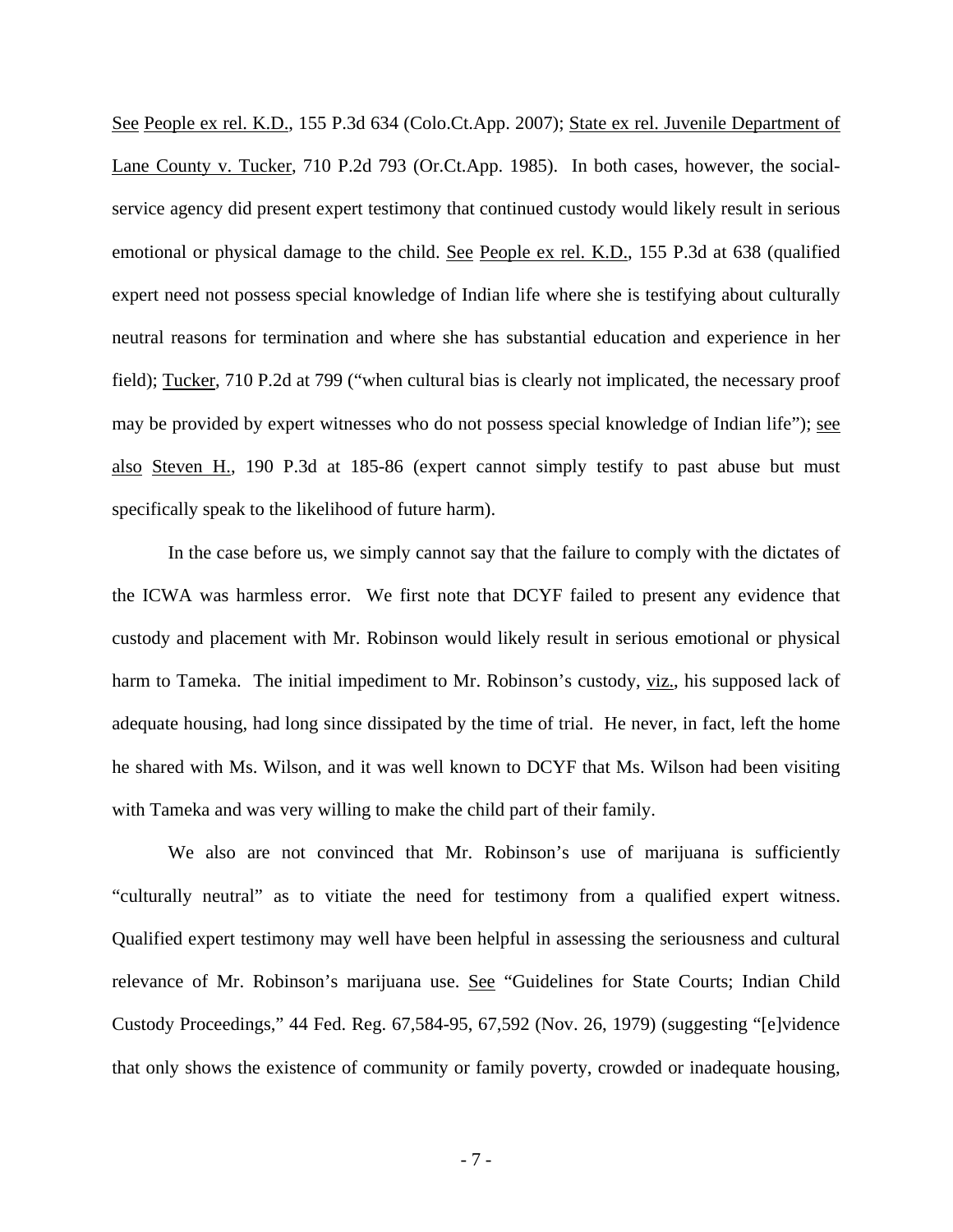See People ex rel. K.D., 155 P.3d 634 (Colo.Ct.App. 2007); State ex rel. Juvenile Department of Lane County v. Tucker, 710 P.2d 793 (Or.Ct.App. 1985). In both cases, however, the social-service agency did present expert testimony that continued custody would likely result in serious emotional or physical damage to the child. See People ex rel. K.D., 155 P.3d at 638 (qualified expert need not possess special knowledge of Indian life where she is testifying about culturally neutral reasons for termination and where she has substantial education and experience in her field); Tucker, 710 P.2d at 799 ("when cultural bias is clearly not implicated, the necessary proof may be provided by expert witnesses who do not possess special knowledge of Indian life"); see also Steven H., 190 P.3d at 185-86 (expert cannot simply testify to past abuse but must specifically speak to the likelihood of future harm).

In the case before us, we simply cannot say that the failure to comply with the dictates of the ICWA was harmless error. We first note that DCYF failed to present any evidence that custody and placement with Mr. Robinson would likely result in serious emotional or physical harm to Tameka. The initial impediment to Mr. Robinson's custody, viz., his supposed lack of adequate housing, had long since dissipated by the time of trial. He never, in fact, left the home he shared with Ms. Wilson, and it was well known to DCYF that Ms. Wilson had been visiting with Tameka and was very willing to make the child part of their family.

We also are not convinced that Mr. Robinson's use of marijuana is sufficiently "culturally neutral" as to vitiate the need for testimony from a qualified expert witness. Qualified expert testimony may well have been helpful in assessing the seriousness and cultural relevance of Mr. Robinson's marijuana use. See "Guidelines for State Courts; Indian Child Custody Proceedings," 44 Fed. Reg. 67,584-95, 67,592 (Nov. 26, 1979) (suggesting "[e]vidence that only shows the existence of community or family poverty, crowded or inadequate housing,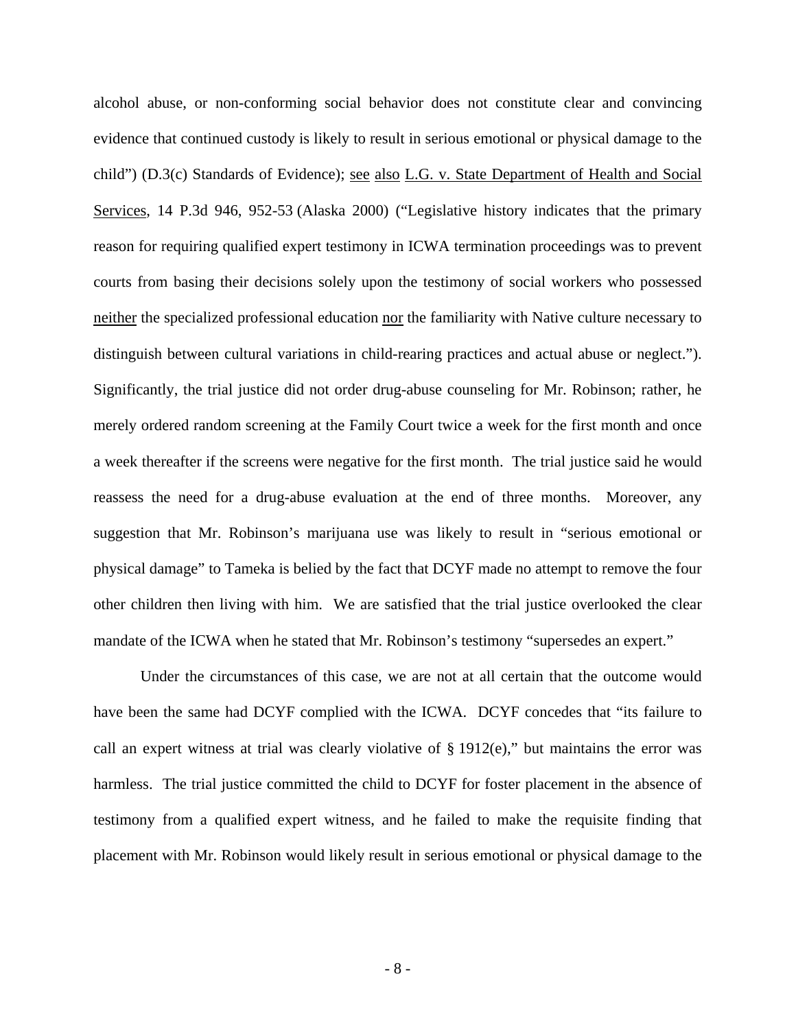alcohol abuse, or non-conforming social behavior does not constitute clear and convincing evidence that continued custody is likely to result in serious emotional or physical damage to the child") (D.3(c) Standards of Evidence); see also L.G. v. State Department of Health and Social Services, 14 P.3d 946, 952-53 (Alaska 2000) ("Legislative history indicates that the primary reason for requiring qualified expert testimony in ICWA termination proceedings was to prevent courts from basing their decisions solely upon the testimony of social workers who possessed neither the specialized professional education nor the familiarity with Native culture necessary to distinguish between cultural variations in child-rearing practices and actual abuse or neglect."). Significantly, the trial justice did not order drug-abuse counseling for Mr. Robinson; rather, he merely ordered random screening at the Family Court twice a week for the first month and once a week thereafter if the screens were negative for the first month. The trial justice said he would reassess the need for a drug-abuse evaluation at the end of three months. Moreover, any suggestion that Mr. Robinson's marijuana use was likely to result in "serious emotional or physical damage" to Tameka is belied by the fact that DCYF made no attempt to remove the four other children then living with him. We are satisfied that the trial justice overlooked the clear mandate of the ICWA when he stated that Mr. Robinson's testimony "supersedes an expert."

Under the circumstances of this case, we are not at all certain that the outcome would have been the same had DCYF complied with the ICWA. DCYF concedes that "its failure to call an expert witness at trial was clearly violative of § 1912(e)," but maintains the error was harmless. The trial justice committed the child to DCYF for foster placement in the absence of testimony from a qualified expert witness, and he failed to make the requisite finding that placement with Mr. Robinson would likely result in serious emotional or physical damage to the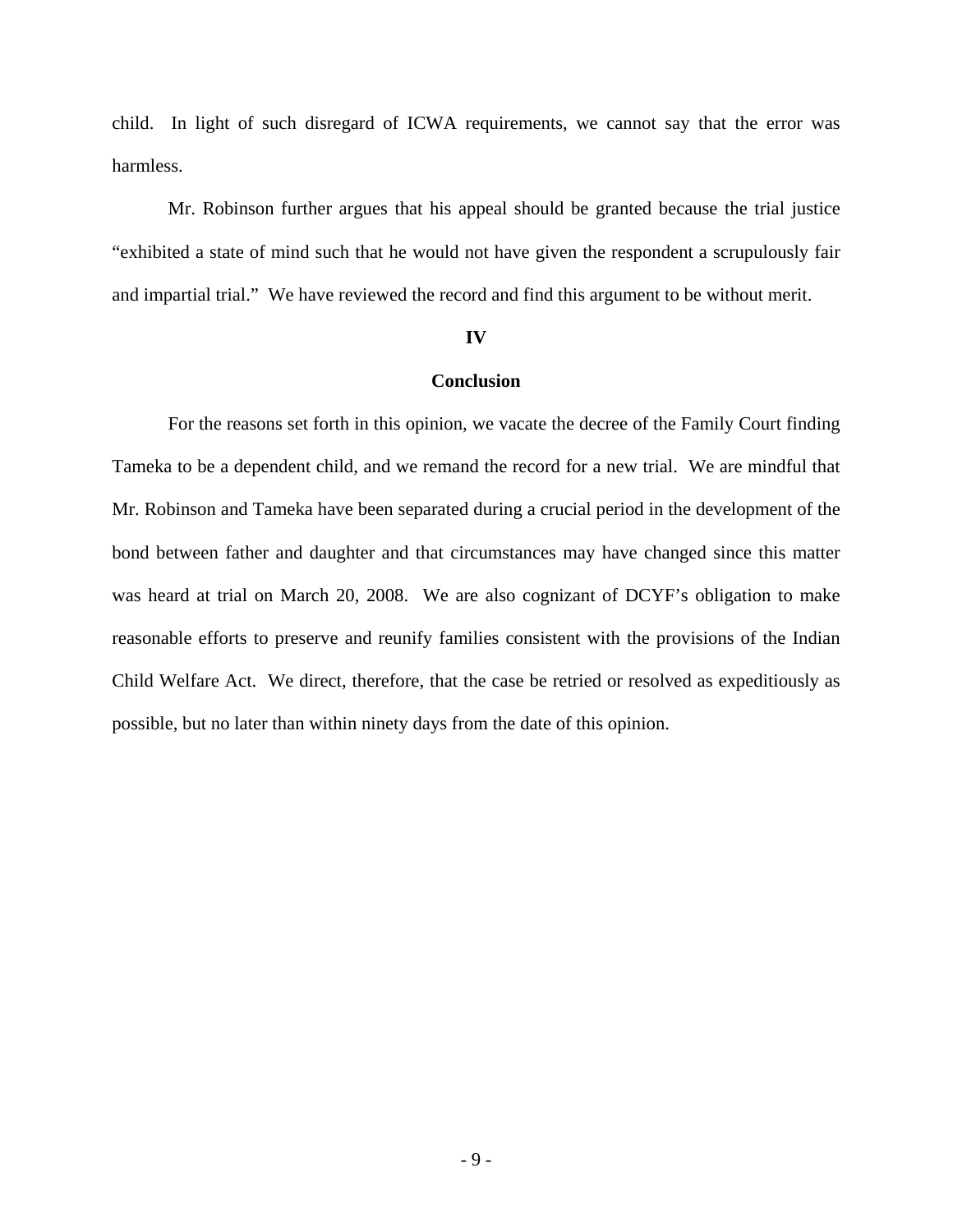child. In light of such disregard of ICWA requirements, we cannot say that the error was harmless.

Mr. Robinson further argues that his appeal should be granted because the trial justice "exhibited a state of mind such that he would not have given the respondent a scrupulously fair and impartial trial." We have reviewed the record and find this argument to be without merit.

## IV

## Conclusion

For the reasons set forth in this opinion, we vacate the decree of the Family Court finding Tameka to be a dependent child, and we remand the record for a new trial. We are mindful that Mr. Robinson and Tameka have been separated during a crucial period in the development of the bond between father and daughter and that circumstances may have changed since this matter was heard at trial on March 20, 2008. We are also cognizant of DCYF's obligation to make reasonable efforts to preserve and reunify families consistent with the provisions of the Indian Child Welfare Act. We direct, therefore, that the case be retried or resolved as expeditiously as possible, but no later than within ninety days from the date of this opinion.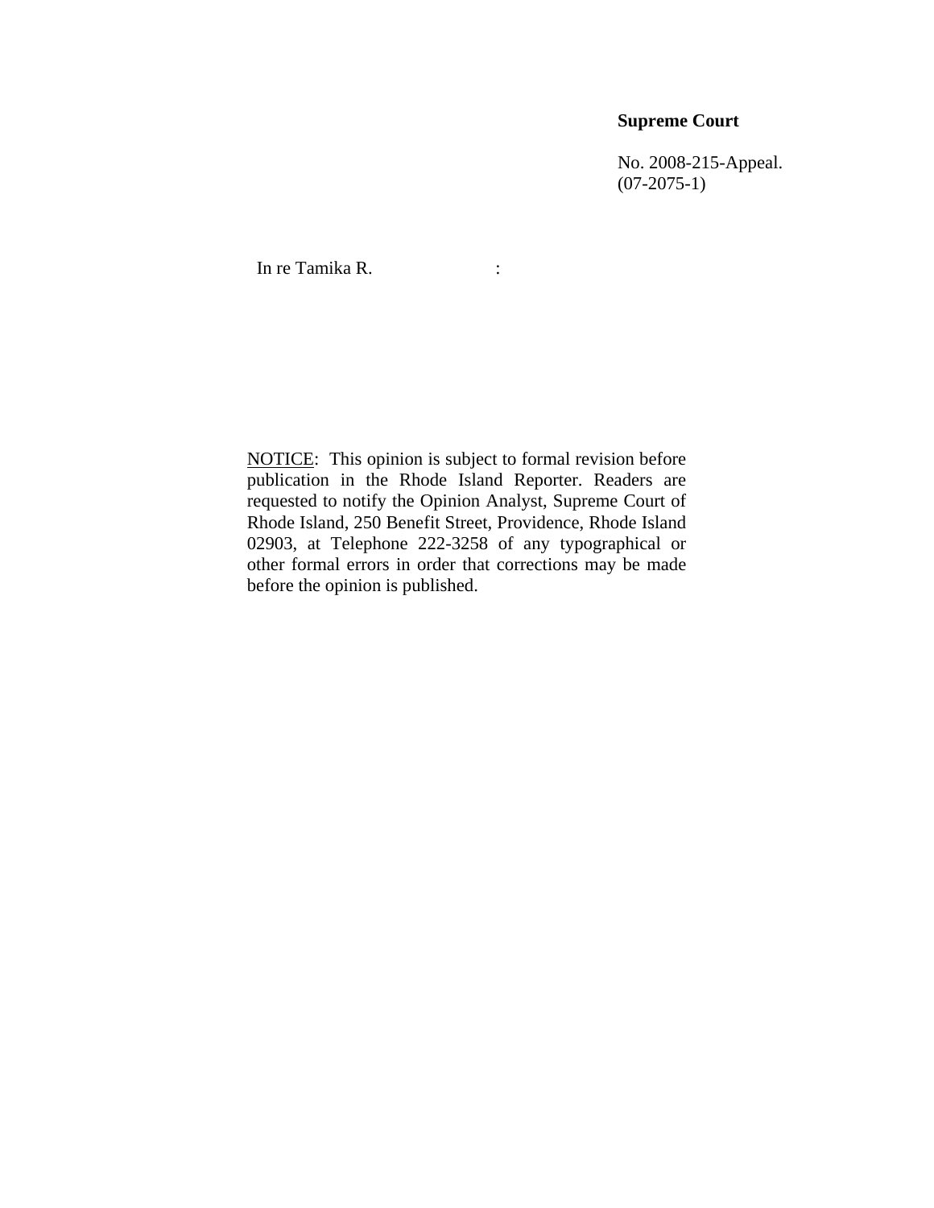**Supreme Court**

No. 2008-215-Appeal.
(07-2075-1)

In re Tamika R. :

NOTICE: This opinion is subject to formal revision before publication in the Rhode Island Reporter. Readers are requested to notify the Opinion Analyst, Supreme Court of Rhode Island, 250 Benefit Street, Providence, Rhode Island 02903, at Telephone 222-3258 of any typographical or other formal errors in order that corrections may be made before the opinion is published.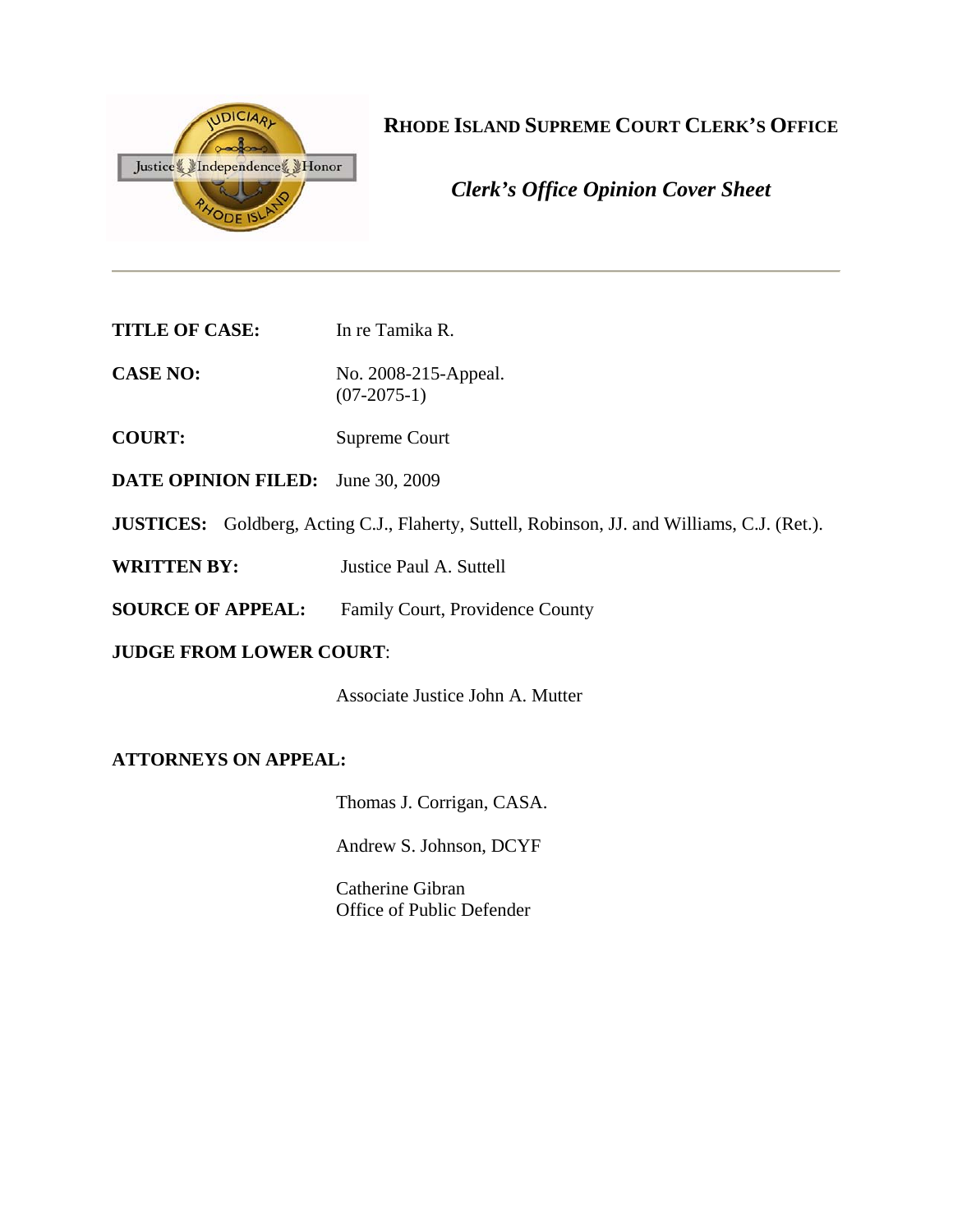# RHODE ISLAND SUPREME COURT CLERK'S OFFICE

## *Clerk's Office Opinion Cover Sheet*

---

**TITLE OF CASE:** In re Tamika R.

**CASE NO:** No. 2008-215-Appeal.
(07-2075-1)

**COURT:** Supreme Court

**DATE OPINION FILED:** June 30, 2009

**JUSTICES:** Goldberg, Acting C.J., Flaherty, Suttell, Robinson, JJ. and Williams, C.J. (Ret.).

**WRITTEN BY:** Justice Paul A. Suttell

**SOURCE OF APPEAL:** Family Court, Providence County

**JUDGE FROM LOWER COURT**:

Associate Justice John A. Mutter

**ATTORNEYS ON APPEAL:**

Thomas J. Corrigan, CASA.

Andrew S. Johnson, DCYF

Catherine Gibran
Office of Public Defender